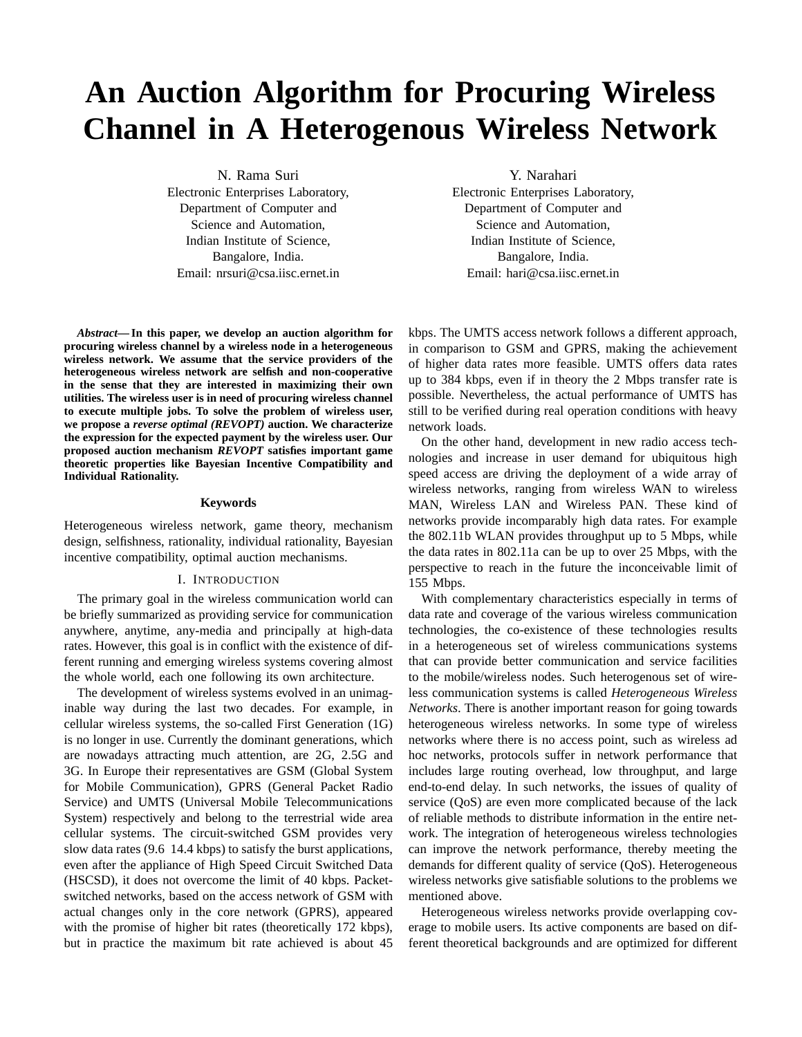# An Auction Algorithm for Procuring Wireless Channel in A Heterogenous Wireless Network

N. Rama Suri
Electronic Enterprises Laboratory,
Department of Computer and
Science and Automation,
Indian Institute of Science,
Bangalore, India.
Email: nrsuri@csa.iisc.ernet.in

Y. Narahari
Electronic Enterprises Laboratory,
Department of Computer and
Science and Automation,
Indian Institute of Science,
Bangalore, India.
Email: hari@csa.iisc.ernet.in

***Abstract*— In this paper, we develop an auction algorithm for procuring wireless channel by a wireless node in a heterogeneous wireless network. We assume that the service providers of the heterogeneous wireless network are selfish and non-cooperative in the sense that they are interested in maximizing their own utilities. The wireless user is in need of procuring wireless channel to execute multiple jobs. To solve the problem of wireless user, we propose a *reverse optimal (REVOPT)* auction. We characterize the expression for the expected payment by the wireless user. Our proposed auction mechanism *REVOPT* satisfies important game theoretic properties like Bayesian Incentive Compatibility and Individual Rationality.**

#### Keywords

Heterogeneous wireless network, game theory, mechanism design, selfishness, rationality, individual rationality, Bayesian incentive compatibility, optimal auction mechanisms.

## I. Introduction

The primary goal in the wireless communication world can be briefly summarized as providing service for communication anywhere, anytime, any-media and principally at high-data rates. However, this goal is in conflict with the existence of different running and emerging wireless systems covering almost the whole world, each one following its own architecture.

The development of wireless systems evolved in an unimaginable way during the last two decades. For example, in cellular wireless systems, the so-called First Generation (1G) is no longer in use. Currently the dominant generations, which are nowadays attracting much attention, are 2G, 2.5G and 3G. In Europe their representatives are GSM (Global System for Mobile Communication), GPRS (General Packet Radio Service) and UMTS (Universal Mobile Telecommunications System) respectively and belong to the terrestrial wide area cellular systems. The circuit-switched GSM provides very slow data rates (9.6 14.4 kbps) to satisfy the burst applications, even after the appliance of High Speed Circuit Switched Data (HSCSD), it does not overcome the limit of 40 kbps. Packet-switched networks, based on the access network of GSM with actual changes only in the core network (GPRS), appeared with the promise of higher bit rates (theoretically 172 kbps), but in practice the maximum bit rate achieved is about 45 kbps. The UMTS access network follows a different approach, in comparison to GSM and GPRS, making the achievement of higher data rates more feasible. UMTS offers data rates up to 384 kbps, even if in theory the 2 Mbps transfer rate is possible. Nevertheless, the actual performance of UMTS has still to be verified during real operation conditions with heavy network loads.

On the other hand, development in new radio access technologies and increase in user demand for ubiquitous high speed access are driving the deployment of a wide array of wireless networks, ranging from wireless WAN to wireless MAN, Wireless LAN and Wireless PAN. These kind of networks provide incomparably high data rates. For example the 802.11b WLAN provides throughput up to 5 Mbps, while the data rates in 802.11a can be up to over 25 Mbps, with the perspective to reach in the future the inconceivable limit of 155 Mbps.

With complementary characteristics especially in terms of data rate and coverage of the various wireless communication technologies, the co-existence of these technologies results in a heterogeneous set of wireless communications systems that can provide better communication and service facilities to the mobile/wireless nodes. Such heterogenous set of wireless communication systems is called *Heterogeneous Wireless Networks*. There is another important reason for going towards heterogeneous wireless networks. In some type of wireless networks where there is no access point, such as wireless ad hoc networks, protocols suffer in network performance that includes large routing overhead, low throughput, and large end-to-end delay. In such networks, the issues of quality of service (QoS) are even more complicated because of the lack of reliable methods to distribute information in the entire network. The integration of heterogeneous wireless technologies can improve the network performance, thereby meeting the demands for different quality of service (QoS). Heterogeneous wireless networks give satisfiable solutions to the problems we mentioned above.

Heterogeneous wireless networks provide overlapping coverage to mobile users. Its active components are based on different theoretical backgrounds and are optimized for different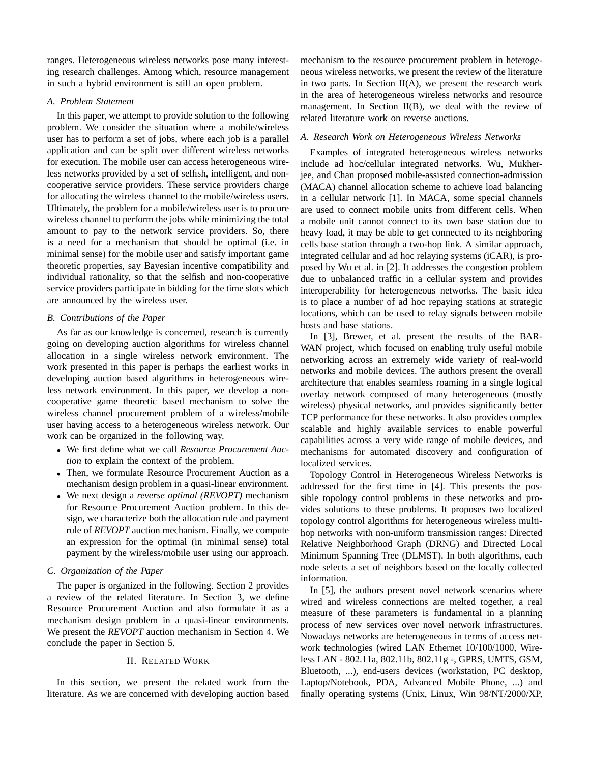ranges. Heterogeneous wireless networks pose many interesting research challenges. Among which, resource management in such a hybrid environment is still an open problem.

### A. Problem Statement

In this paper, we attempt to provide solution to the following problem. We consider the situation where a mobile/wireless user has to perform a set of jobs, where each job is a parallel application and can be split over different wireless networks for execution. The mobile user can access heterogeneous wireless networks provided by a set of selfish, intelligent, and non-cooperative service providers. These service providers charge for allocating the wireless channel to the mobile/wireless users. Ultimately, the problem for a mobile/wireless user is to procure wireless channel to perform the jobs while minimizing the total amount to pay to the network service providers. So, there is a need for a mechanism that should be optimal (i.e. in minimal sense) for the mobile user and satisfy important game theoretic properties, say Bayesian incentive compatibility and individual rationality, so that the selfish and non-cooperative service providers participate in bidding for the time slots which are announced by the wireless user.

### B. Contributions of the Paper

As far as our knowledge is concerned, research is currently going on developing auction algorithms for wireless channel allocation in a single wireless network environment. The work presented in this paper is perhaps the earliest works in developing auction based algorithms in heterogeneous wireless network environment. In this paper, we develop a non-cooperative game theoretic based mechanism to solve the wireless channel procurement problem of a wireless/mobile user having access to a heterogeneous wireless network. Our work can be organized in the following way.

- We first define what we call *Resource Procurement Auction* to explain the context of the problem.
- Then, we formulate Resource Procurement Auction as a mechanism design problem in a quasi-linear environment.
- We next design a *reverse optimal (REVOPT)* mechanism for Resource Procurement Auction problem. In this design, we characterize both the allocation rule and payment rule of *REVOPT* auction mechanism. Finally, we compute an expression for the optimal (in minimal sense) total payment by the wireless/mobile user using our approach.

### C. Organization of the Paper

The paper is organized in the following. Section 2 provides a review of the related literature. In Section 3, we define Resource Procurement Auction and also formulate it as a mechanism design problem in a quasi-linear environments. We present the *REVOPT* auction mechanism in Section 4. We conclude the paper in Section 5.

## II. Related Work

In this section, we present the related work from the literature. As we are concerned with developing auction based mechanism to the resource procurement problem in heterogeneous wireless networks, we present the review of the literature in two parts. In Section II(A), we present the research work in the area of heterogeneous wireless networks and resource management. In Section II(B), we deal with the review of related literature work on reverse auctions.

### A. Research Work on Heterogeneous Wireless Networks

Examples of integrated heterogeneous wireless networks include ad hoc/cellular integrated networks. Wu, Mukherjee, and Chan proposed mobile-assisted connection-admission (MACA) channel allocation scheme to achieve load balancing in a cellular network [1]. In MACA, some special channels are used to connect mobile units from different cells. When a mobile unit cannot connect to its own base station due to heavy load, it may be able to get connected to its neighboring cells base station through a two-hop link. A similar approach, integrated cellular and ad hoc relaying systems (iCAR), is proposed by Wu et al. in [2]. It addresses the congestion problem due to unbalanced traffic in a cellular system and provides interoperability for heterogeneous networks. The basic idea is to place a number of ad hoc repaying stations at strategic locations, which can be used to relay signals between mobile hosts and base stations.

In [3], Brewer, et al. present the results of the BARWAN project, which focused on enabling truly useful mobile networking across an extremely wide variety of real-world networks and mobile devices. The authors present the overall architecture that enables seamless roaming in a single logical overlay network composed of many heterogeneous (mostly wireless) physical networks, and provides significantly better TCP performance for these networks. It also provides complex scalable and highly available services to enable powerful capabilities across a very wide range of mobile devices, and mechanisms for automated discovery and configuration of localized services.

Topology Control in Heterogeneous Wireless Networks is addressed for the first time in [4]. This presents the possible topology control problems in these networks and provides solutions to these problems. It proposes two localized topology control algorithms for heterogeneous wireless multihop networks with non-uniform transmission ranges: Directed Relative Neighborhood Graph (DRNG) and Directed Local Minimum Spanning Tree (DLMST). In both algorithms, each node selects a set of neighbors based on the locally collected information.

In [5], the authors present novel network scenarios where wired and wireless connections are melted together, a real measure of these parameters is fundamental in a planning process of new services over novel network infrastructures. Nowadays networks are heterogeneous in terms of access network technologies (wired LAN Ethernet 10/100/1000, Wireless LAN - 802.11a, 802.11b, 802.11g -, GPRS, UMTS, GSM, Bluetooth, ...), end-users devices (workstation, PC desktop, Laptop/Notebook, PDA, Advanced Mobile Phone, ...) and finally operating systems (Unix, Linux, Win 98/NT/2000/XP,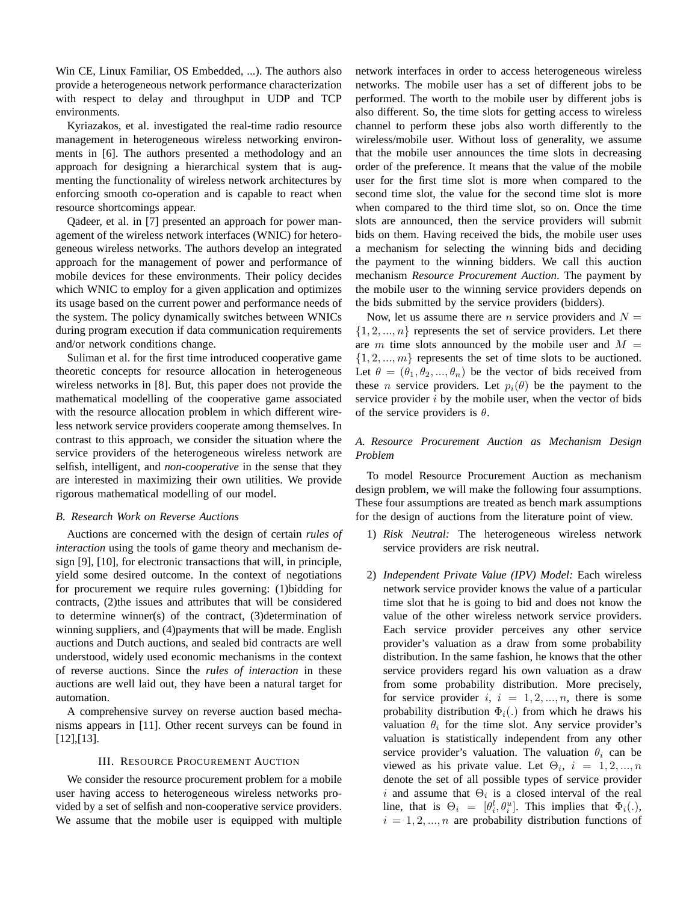Win CE, Linux Familiar, OS Embedded, ...). The authors also provide a heterogeneous network performance characterization with respect to delay and throughput in UDP and TCP environments.

Kyriazakos, et al. investigated the real-time radio resource management in heterogeneous wireless networking environments in [6]. The authors presented a methodology and an approach for designing a hierarchical system that is augmenting the functionality of wireless network architectures by enforcing smooth co-operation and is capable to react when resource shortcomings appear.

Qadeer, et al. in [7] presented an approach for power management of the wireless network interfaces (WNIC) for heterogeneous wireless networks. The authors develop an integrated approach for the management of power and performance of mobile devices for these environments. Their policy decides which WNIC to employ for a given application and optimizes its usage based on the current power and performance needs of the system. The policy dynamically switches between WNICs during program execution if data communication requirements and/or network conditions change.

Suliman et al. for the first time introduced cooperative game theoretic concepts for resource allocation in heterogeneous wireless networks in [8]. But, this paper does not provide the mathematical modelling of the cooperative game associated with the resource allocation problem in which different wireless network service providers cooperate among themselves. In contrast to this approach, we consider the situation where the service providers of the heterogeneous wireless network are selfish, intelligent, and *non-cooperative* in the sense that they are interested in maximizing their own utilities. We provide rigorous mathematical modelling of our model.

### B. Research Work on Reverse Auctions

Auctions are concerned with the design of certain *rules of interaction* using the tools of game theory and mechanism design [9], [10], for electronic transactions that will, in principle, yield some desired outcome. In the context of negotiations for procurement we require rules governing: (1)bidding for contracts, (2)the issues and attributes that will be considered to determine winner(s) of the contract, (3)determination of winning suppliers, and (4)payments that will be made. English auctions and Dutch auctions, and sealed bid contracts are well understood, widely used economic mechanisms in the context of reverse auctions. Since the *rules of interaction* in these auctions are well laid out, they have been a natural target for automation.

A comprehensive survey on reverse auction based mechanisms appears in [11]. Other recent surveys can be found in [12],[13].

## III. Resource Procurement Auction

We consider the resource procurement problem for a mobile user having access to heterogeneous wireless networks provided by a set of selfish and non-cooperative service providers. We assume that the mobile user is equipped with multiple network interfaces in order to access heterogeneous wireless networks. The mobile user has a set of different jobs to be performed. The worth to the mobile user by different jobs is also different. So, the time slots for getting access to wireless channel to perform these jobs also worth differently to the wireless/mobile user. Without loss of generality, we assume that the mobile user announces the time slots in decreasing order of the preference. It means that the value of the mobile user for the first time slot is more when compared to the second time slot, the value for the second time slot is more when compared to the third time slot, so on. Once the time slots are announced, then the service providers will submit bids on them. Having received the bids, the mobile user uses a mechanism for selecting the winning bids and deciding the payment to the winning bidders. We call this auction mechanism *Resource Procurement Auction*. The payment by the mobile user to the winning service providers depends on the bids submitted by the service providers (bidders).

Now, let us assume there are $n$ service providers and $N = \{1, 2, ..., n\}$ represents the set of service providers. Let there are $m$ time slots announced by the mobile user and $M = \{1, 2, ..., m\}$ represents the set of time slots to be auctioned. Let $\theta = (\theta_1, \theta_2, ..., \theta_n)$ be the vector of bids received from these $n$ service providers. Let $p_i(\theta)$ be the payment to the service provider $i$ by the mobile user, when the vector of bids of the service providers is $\theta$.

### A. Resource Procurement Auction as Mechanism Design Problem

To model Resource Procurement Auction as mechanism design problem, we will make the following four assumptions. These four assumptions are treated as bench mark assumptions for the design of auctions from the literature point of view.

1) *Risk Neutral:* The heterogeneous wireless network service providers are risk neutral.

2) *Independent Private Value (IPV) Model:* Each wireless network service provider knows the value of a particular time slot that he is going to bid and does not know the value of the other wireless network service providers. Each service provider perceives any other service provider's valuation as a draw from some probability distribution. In the same fashion, he knows that the other service providers regard his own valuation as a draw from some probability distribution. More precisely, for service provider $i$, $i = 1, 2, ..., n$, there is some probability distribution $\Phi_i(.)$ from which he draws his valuation $\theta_i$ for the time slot. Any service provider's valuation is statistically independent from any other service provider's valuation. The valuation $\theta_i$ can be viewed as his private value. Let $\Theta_i$, $i = 1, 2, ..., n$ denote the set of all possible types of service provider $i$ and assume that $\Theta_i$ is a closed interval of the real line, that is $\Theta_i = [\theta_i^l, \theta_i^u]$. This implies that $\Phi_i(.)$, $i = 1, 2, ..., n$ are probability distribution functions of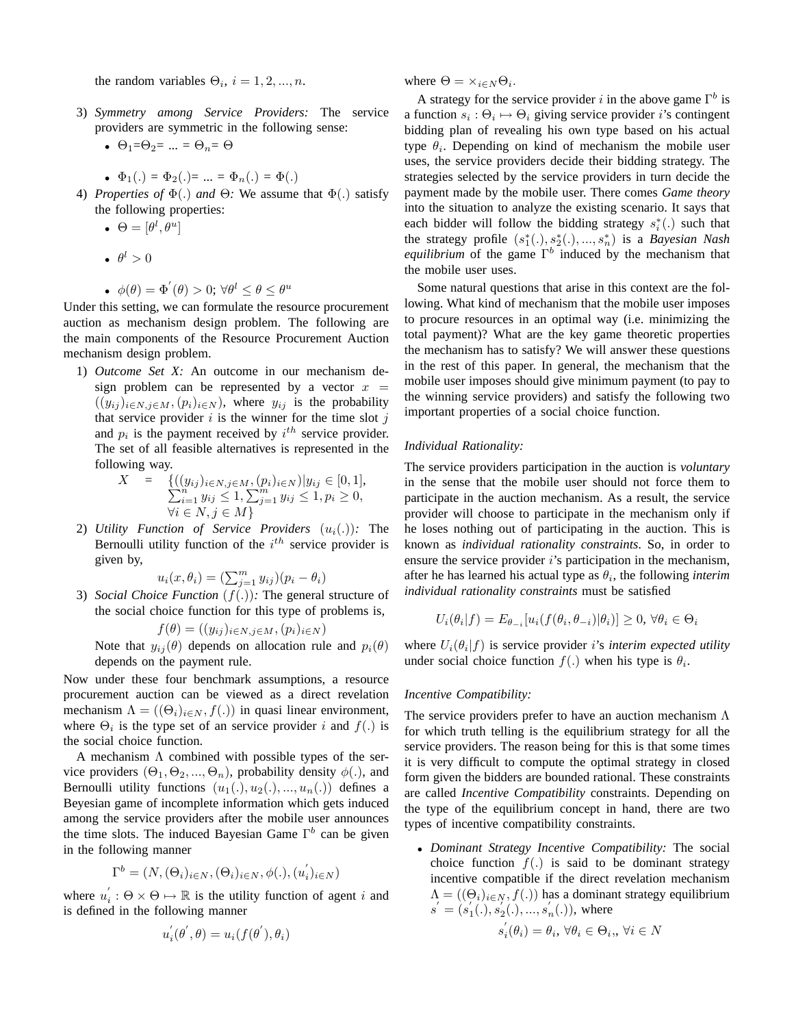the random variables $\Theta_i$, $i = 1, 2, ..., n$.

3) *Symmetry among Service Providers:* The service providers are symmetric in the following sense:
   - $\Theta_1$=$\Theta_2$= ... = $\Theta_n$= $\Theta$
   - $\Phi_1(.)$ = $\Phi_2(.)$= ... = $\Phi_n(.)$ = $\Phi(.)$
4) *Properties of $\Phi(.)$ and $\Theta$:* We assume that $\Phi(.)$ satisfy the following properties:
   - $\Theta = [\theta^l, \theta^u]$
   - $\theta^l > 0$
   - $\phi(\theta) = \Phi^{'}(\theta) > 0; \forall \theta^l \leq \theta \leq \theta^u$

Under this setting, we can formulate the resource procurement auction as mechanism design problem. The following are the main components of the Resource Procurement Auction mechanism design problem.

1) *Outcome Set X:* An outcome in our mechanism design problem can be represented by a vector $x = ((y_{ij})_{i \in N, j \in M}, (p_i)_{i \in N})$, where $y_{ij}$ is the probability that service provider $i$ is the winner for the time slot $j$ and $p_i$ is the payment received by $i^{th}$ service provider. The set of all feasible alternatives is represented in the following way.
$$X = \{((y_{ij})_{i \in N, j \in M}, (p_i)_{i \in N}) | y_{ij} \in [0,1], \sum_{i=1}^{n} y_{ij} \leq 1, \sum_{j=1}^{m} y_{ij} \leq 1, p_i \geq 0, \forall i \in N, j \in M\}$$
2) *Utility Function of Service Providers $(u_i(.))$:* The Bernoulli utility function of the $i^{th}$ service provider is given by,
$$u_i(x, \theta_i) = (\textstyle\sum_{j=1}^{m} y_{ij})(p_i - \theta_i)$$
3) *Social Choice Function $(f(.))$:* The general structure of the social choice function for this type of problems is,
$$f(\theta) = ((y_{ij})_{i \in N, j \in M}, (p_i)_{i \in N})$$
Note that $y_{ij}(\theta)$ depends on allocation rule and $p_i(\theta)$ depends on the payment rule.

Now under these four benchmark assumptions, a resource procurement auction can be viewed as a direct revelation mechanism $\Lambda = ((\Theta_i)_{i \in N}, f(.))$ in quasi linear environment, where $\Theta_i$ is the type set of an service provider $i$ and $f(.)$ is the social choice function.

A mechanism $\Lambda$ combined with possible types of the service providers $(\Theta_1, \Theta_2, ..., \Theta_n)$, probability density $\phi(.)$, and Bernoulli utility functions $(u_1(.), u_2(.), ..., u_n(.))$ defines a Beyesian game of incomplete information which gets induced among the service providers after the mobile user announces the time slots. The induced Bayesian Game $\Gamma^b$ can be given in the following manner

$$\Gamma^b = (N, (\Theta_i)_{i \in N}, (\Theta_i)_{i \in N}, \phi(.), (u_i^{'})_{i \in N})$$

where $u_i^{'} : \Theta \times \Theta \mapsto \mathbb{R}$ is the utility function of agent $i$ and is defined in the following manner

$$u_i^{'}(\theta^{'}, \theta) = u_i(f(\theta^{'}), \theta_i)$$

where $\Theta = \times_{i \in N} \Theta_i$.

A strategy for the service provider $i$ in the above game $\Gamma^b$ is a function $s_i : \Theta_i \mapsto \Theta_i$ giving service provider $i$'s contingent bidding plan of revealing his own type based on his actual type $\theta_i$. Depending on kind of mechanism the mobile user uses, the service providers decide their bidding strategy. The strategies selected by the service providers in turn decide the payment made by the mobile user. There comes *Game theory* into the situation to analyze the existing scenario. It says that each bidder will follow the bidding strategy $s_i^*(.)$ such that the strategy profile $(s_1^*(.), s_2^*(.), ..., s_n^*)$ is a *Bayesian Nash equilibrium* of the game $\Gamma^b$ induced by the mechanism that the mobile user uses.

Some natural questions that arise in this context are the following. What kind of mechanism that the mobile user imposes to procure resources in an optimal way (i.e. minimizing the total payment)? What are the key game theoretic properties the mechanism has to satisfy? We will answer these questions in the rest of this paper. In general, the mechanism that the mobile user imposes should give minimum payment (to pay to the winning service providers) and satisfy the following two important properties of a social choice function.

*Individual Rationality:*

The service providers participation in the auction is *voluntary* in the sense that the mobile user should not force them to participate in the auction mechanism. As a result, the service provider will choose to participate in the mechanism only if he loses nothing out of participating in the auction. This is known as *individual rationality constraints*. So, in order to ensure the service provider $i$'s participation in the mechanism, after he has learned his actual type as $\theta_i$, the following *interim individual rationality constraints* must be satisfied

$$U_i(\theta_i | f) = E_{\theta_{-i}}[u_i(f(\theta_i, \theta_{-i}) | \theta_i)] \geq 0, \forall \theta_i \in \Theta_i$$

where $U_i(\theta_i|f)$ is service provider $i$'s *interim expected utility* under social choice function $f(.)$ when his type is $\theta_i$.

*Incentive Compatibility:*

The service providers prefer to have an auction mechanism $\Lambda$ for which truth telling is the equilibrium strategy for all the service providers. The reason being for this is that some times it is very difficult to compute the optimal strategy in closed form given the bidders are bounded rational. These constraints are called *Incentive Compatibility* constraints. Depending on the type of the equilibrium concept in hand, there are two types of incentive compatibility constraints.

- *Dominant Strategy Incentive Compatibility:* The social choice function $f(.)$ is said to be dominant strategy incentive compatible if the direct revelation mechanism $\Lambda = ((\Theta_i)_{i \in N}, f(.))$ has a dominant strategy equilibrium $s^{'} = (s_1^{'}(.), s_2^{'}(.), ..., s_n^{'}(.))$, where
$$s_i^{'}(\theta_i) = \theta_i, \forall \theta_i \in \Theta_i,, \forall i \in N$$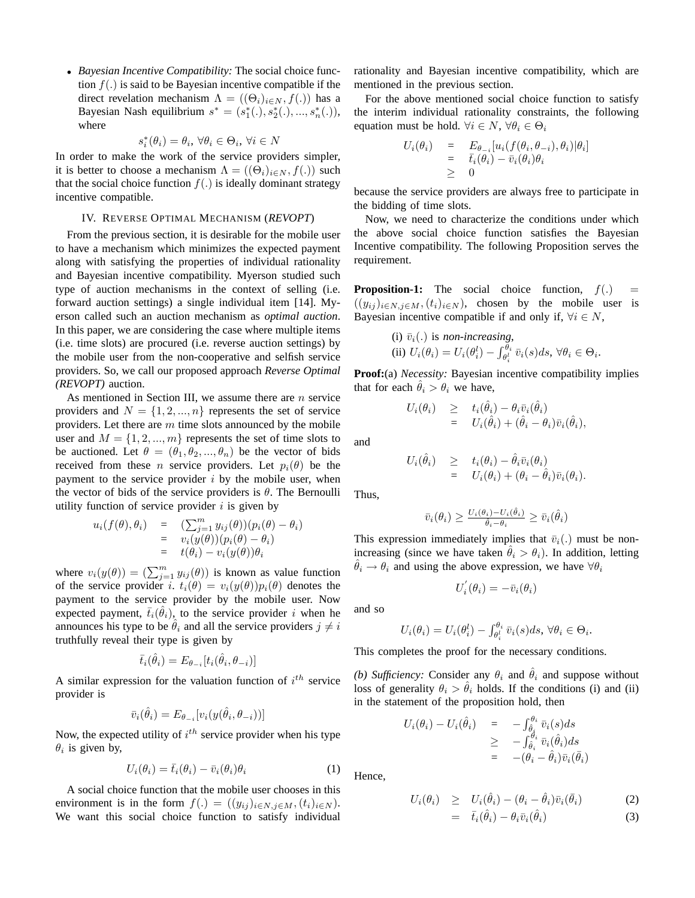- *Bayesian Incentive Compatibility:* The social choice function $f(.)$ is said to be Bayesian incentive compatible if the direct revelation mechanism $\Lambda = ((\Theta_i)_{i \in N}, f(.))$ has a Bayesian Nash equilibrium $s^* = (s_1^*(.), s_2^*(.), ..., s_n^*(.))$, where

$$s_i^*(\theta_i) = \theta_i, \, \forall \theta_i \in \Theta_i, \, \forall i \in N$$

In order to make the work of the service providers simpler, it is better to choose a mechanism $\Lambda = ((\Theta_i)_{i \in N}, f(.))$ such that the social choice function $f(.)$ is ideally dominant strategy incentive compatible.

## IV. Reverse Optimal Mechanism (*REVOPT*)

From the previous section, it is desirable for the mobile user to have a mechanism which minimizes the expected payment along with satisfying the properties of individual rationality and Bayesian incentive compatibility. Myerson studied such type of auction mechanisms in the context of selling (i.e. forward auction settings) a single individual item [14]. Myerson called such an auction mechanism as *optimal auction*. In this paper, we are considering the case where multiple items (i.e. time slots) are procured (i.e. reverse auction settings) by the mobile user from the non-cooperative and selfish service providers. So, we call our proposed approach *Reverse Optimal (REVOPT)* auction.

As mentioned in Section III, we assume there are $n$ service providers and $N = \{1, 2, ..., n\}$ represents the set of service providers. Let there are $m$ time slots announced by the mobile user and $M = \{1, 2, ..., m\}$ represents the set of time slots to be auctioned. Let $\theta = (\theta_1, \theta_2, ..., \theta_n)$ be the vector of bids received from these $n$ service providers. Let $p_i(\theta)$ be the payment to the service provider $i$ by the mobile user, when the vector of bids of the service providers is $\theta$. The Bernoulli utility function of service provider $i$ is given by

$$\begin{aligned} u_i(f(\theta), \theta_i) &= (\textstyle\sum_{j=1}^m y_{ij}(\theta))(p_i(\theta) - \theta_i) \\ &= v_i(y(\theta))(p_i(\theta) - \theta_i) \\ &= t(\theta_i) - v_i(y(\theta))\theta_i \end{aligned}$$

where $v_i(y(\theta)) = (\sum_{j=1}^m y_{ij}(\theta))$ is known as value function of the service provider $i$. $t_i(\theta) = v_i(y(\theta))p_i(\theta)$ denotes the payment to the service provider by the mobile user. Now expected payment, $\bar{t}_i(\hat{\theta}_i)$, to the service provider $i$ when he announces his type to be $\hat{\theta}_i$ and all the service providers $j \neq i$ truthfully reveal their type is given by

$$\bar{t}_i(\hat{\theta}_i) = E_{\theta_{-i}}[t_i(\hat{\theta}_i, \theta_{-i})]$$

A similar expression for the valuation function of $i^{th}$ service provider is

$$\bar{v}_i(\hat{\theta}_i) = E_{\theta_{-i}}[v_i(y(\hat{\theta}_i, \theta_{-i}))]$$

Now, the expected utility of $i^{th}$ service provider when his type $\theta_i$ is given by,

$$U_i(\theta_i) = \bar{t}_i(\theta_i) - \bar{v}_i(\theta_i)\theta_i \tag{1}$$

A social choice function that the mobile user chooses in this environment is in the form $f(.) = ((y_{ij})_{i \in N, j \in M}, (t_i)_{i \in N})$. We want this social choice function to satisfy individual rationality and Bayesian incentive compatibility, which are mentioned in the previous section.

For the above mentioned social choice function to satisfy the interim individual rationality constraints, the following equation must be hold. $\forall i \in N$, $\forall \theta_i \in \Theta_i$

$$\begin{aligned} U_i(\theta_i) &= E_{\theta_{-i}}[u_i(f(\theta_i, \theta_{-i}), \theta_i)|\theta_i] \\ &= \bar{t}_i(\theta_i) - \bar{v}_i(\theta_i)\theta_i \\ &\geq 0 \end{aligned}$$

because the service providers are always free to participate in the bidding of time slots.

Now, we need to characterize the conditions under which the above social choice function satisfies the Bayesian Incentive compatibility. The following Proposition serves the requirement.

**Proposition-1:** The social choice function, $f(.) = ((y_{ij})_{i \in N, j \in M}, (t_i)_{i \in N})$, chosen by the mobile user is Bayesian incentive compatible if and only if, $\forall i \in N$,

(i) $\bar{v}_i(.)$ is *non-increasing*,
(ii) $U_i(\theta_i) = U_i(\theta_i^l) - \int_{\theta_i^l}^{\theta_i} \bar{v}_i(s)ds$, $\forall \theta_i \in \Theta_i$.

**Proof:**(a) *Necessity:* Bayesian incentive compatibility implies that for each $\hat{\theta}_i > \theta_i$ we have,

$$\begin{aligned} U_i(\theta_i) &\geq t_i(\hat{\theta}_i) - \theta_i \bar{v}_i(\hat{\theta}_i) \\ &= U_i(\hat{\theta}_i) + (\hat{\theta}_i - \theta_i)\bar{v}_i(\hat{\theta}_i), \end{aligned}$$

and

$$\begin{aligned} U_i(\hat{\theta}_i) &\geq t_i(\theta_i) - \hat{\theta}_i \bar{v}_i(\theta_i) \\ &= U_i(\theta_i) + (\theta_i - \hat{\theta}_i)\bar{v}_i(\theta_i). \end{aligned}$$

Thus,

$$\bar{v}_i(\theta_i) \geq \frac{U_i(\theta_i) - U_i(\hat{\theta}_i)}{\hat{\theta}_i - \theta_i} \geq \bar{v}_i(\hat{\theta}_i)$$

This expression immediately implies that $\bar{v}_i(.)$ must be non-increasing (since we have taken $\hat{\theta}_i > \theta_i$). In addition, letting $\hat{\theta}_i \to \theta_i$ and using the above expression, we have $\forall \theta_i$

$$U_i^{'}(\theta_i) = -\bar{v}_i(\theta_i)$$

and so

$$U_i(\theta_i) = U_i(\theta_i^l) - \textstyle\int_{\theta_i^l}^{\theta_i} \bar{v}_i(s)ds, \, \forall \theta_i \in \Theta_i.$$

This completes the proof for the necessary conditions.

*(b) Sufficiency:* Consider any $\theta_i$ and $\hat{\theta}_i$ and suppose without loss of generality $\theta_i > \hat{\theta}_i$ holds. If the conditions (i) and (ii) in the statement of the proposition hold, then

$$\begin{aligned} U_i(\theta_i) - U_i(\hat{\theta}_i) &= -\textstyle\int_{\hat{\theta}_i}^{\theta_i} \bar{v}_i(s)ds \\ &\geq -\textstyle\int_{\hat{\theta}_i}^{\theta_i} \bar{v}_i(\hat{\theta}_i)ds \\ &= -(\theta_i - \hat{\theta}_i)\bar{v}_i(\bar{\theta}_i) \end{aligned}$$

Hence,

$$\begin{aligned} U_i(\theta_i) &\geq U_i(\hat{\theta}_i) - (\theta_i - \hat{\theta}_i)\bar{v}_i(\bar{\theta}_i) \qquad (2) \\ &= \bar{t}_i(\hat{\theta}_i) - \theta_i \bar{v}_i(\hat{\theta}_i) \qquad (3) \end{aligned}$$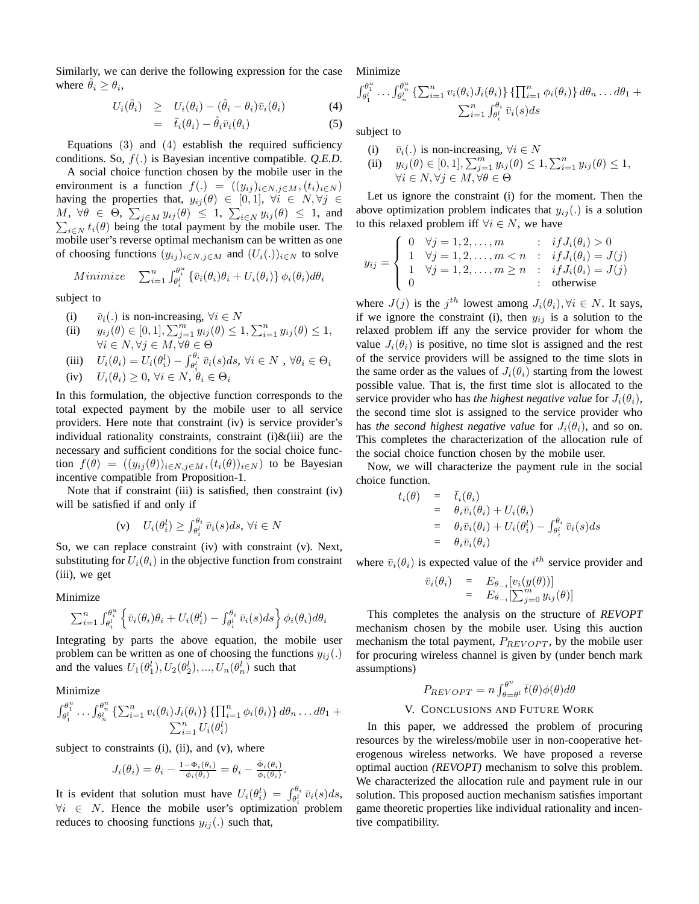Similarly, we can derive the following expression for the case where $\hat{\theta}_i \geq \theta_i$,

$$
\begin{aligned}
U_i(\hat{\theta}_i) &\geq U_i(\theta_i) - (\hat{\theta}_i - \theta_i)\bar{v}_i(\theta_i) \qquad (4)\\
&= \bar{t}_i(\theta_i) - \hat{\theta}_i \bar{v}_i(\theta_i) \qquad (5)
\end{aligned}
$$

Equations (3) and (4) establish the required sufficiency conditions. So, $f(.)$ is Bayesian incentive compatible. ***Q.E.D.***

A social choice function chosen by the mobile user in the environment is a function $f(.) = ((y_{ij})_{i \in N, j \in M}, (t_i)_{i \in N})$ having the properties that, $y_{ij}(\theta) \in [0,1]$, $\forall i \in N, \forall j \in M$, $\forall \theta \in \Theta$, $\sum_{j \in M} y_{ij}(\theta) \leq 1$, $\sum_{i \in N} y_{ij}(\theta) \leq 1$, and $\sum_{i \in N} t_i(\theta)$ being the total payment by the mobile user. The mobile user's reverse optimal mechanism can be written as one of choosing functions $(y_{ij})_{i \in N, j \in M}$ and $(U_i(.))_{i \in N}$ to solve

$$
Minimize \quad \sum_{i=1}^{n} \int_{\theta_i^l}^{\theta_i^u} \{\bar{v}_i(\theta_i)\theta_i + U_i(\theta_i)\} \phi_i(\theta_i) d\theta_i
$$

subject to

(i) $\bar{v}_i(.)$ is non-increasing, $\forall i \in N$

(ii) $y_{ij}(\theta) \in [0,1], \sum_{j=1}^{m} y_{ij}(\theta) \leq 1, \sum_{i=1}^{n} y_{ij}(\theta) \leq 1$, $\forall i \in N, \forall j \in M, \forall \theta \in \Theta$

(iii) $U_i(\theta_i) = U_i(\theta_i^l) - \int_{\theta_i^l}^{\theta_i} \bar{v}_i(s) ds$, $\forall i \in N$ , $\forall \theta_i \in \Theta_i$

(iv) $U_i(\theta_i) \geq 0$, $\forall i \in N$, $\theta_i \in \Theta_i$

In this formulation, the objective function corresponds to the total expected payment by the mobile user to all service providers. Here note that constraint (iv) is service provider's individual rationality constraints, constraint (i)&(iii) are the necessary and sufficient conditions for the social choice function $f(\theta) = ((y_{ij}(\theta))_{i \in N, j \in M}, (t_i(\theta))_{i \in N})$ to be Bayesian incentive compatible from Proposition-1.

Note that if constraint (iii) is satisfied, then constraint (iv) will be satisfied if and only if

$$
\text{(v)} \quad U_i(\theta_i^l) \geq \int_{\theta_i^l}^{\theta_i} \bar{v}_i(s) ds, \; \forall i \in N
$$

So, we can replace constraint (iv) with constraint (v). Next, substituting for $U_i(\theta_i)$ in the objective function from constraint (iii), we get

Minimize

$$
\sum_{i=1}^{n} \int_{\theta_i^l}^{\theta_i^u} \left\{ \bar{v}_i(\theta_i)\theta_i + U_i(\theta_i^l) - \int_{\theta_i^l}^{\theta_i} \bar{v}_i(s) ds \right\} \phi_i(\theta_i) d\theta_i
$$

Integrating by parts the above equation, the mobile user problem can be written as one of choosing the functions $y_{ij}(.)$ and the values $U_1(\theta_1^l), U_2(\theta_2^l), ..., U_n(\theta_n^l)$ such that

Minimize

$$
\int_{\theta_1^l}^{\theta_1^u} \ldots \int_{\theta_n^l}^{\theta_n^u} \left\{\sum_{i=1}^{n} v_i(\theta_i) J_i(\theta_i)\right\} \left\{\prod_{i=1}^{n} \phi_i(\theta_i)\right\} d\theta_n \ldots d\theta_1 + \sum_{i=1}^{n} U_i(\theta_i^l)
$$

subject to constraints (i), (ii), and (v), where

$$
J_i(\theta_i) = \theta_i - \frac{1 - \Phi_i(\theta_i)}{\phi_i(\theta_i)} = \theta_i - \frac{\bar{\Phi}_i(\theta_i)}{\phi_i(\theta_i)}.
$$

It is evident that solution must have $U_i(\theta_i^l) = \int_{\theta_i^l}^{\theta_i} \bar{v}_i(s) ds$, $\forall i \in N$. Hence the mobile user's optimization problem reduces to choosing functions $y_{ij}(.)$ such that,

Minimize

$$
\int_{\theta_1^l}^{\theta_1^u} \ldots \int_{\theta_n^l}^{\theta_n^u} \left\{\sum_{i=1}^{n} v_i(\theta_i) J_i(\theta_i)\right\} \left\{\prod_{i=1}^{n} \phi_i(\theta_i)\right\} d\theta_n \ldots d\theta_1 + \sum_{i=1}^{n} \int_{\theta_i^l}^{\theta_i} \bar{v}_i(s) ds
$$

subject to

(i) $\bar{v}_i(.)$ is non-increasing, $\forall i \in N$

(ii) $y_{ij}(\theta) \in [0,1], \sum_{j=1}^{m} y_{ij}(\theta) \leq 1, \sum_{i=1}^{n} y_{ij}(\theta) \leq 1$, $\forall i \in N, \forall j \in M, \forall \theta \in \Theta$

Let us ignore the constraint (i) for the moment. Then the above optimization problem indicates that $y_{ij}(.)$ is a solution to this relaxed problem iff $\forall i \in N$, we have

$$
y_{ij} = \begin{cases} 0 \quad \forall j = 1, 2, \ldots, m & : \; if J_i(\theta_i) > 0 \\ 1 \quad \forall j = 1, 2, \ldots, m < n & : \; if J_i(\theta_i) = J(j) \\ 1 \quad \forall j = 1, 2, \ldots, m \geq n & : \; if J_i(\theta_i) = J(j) \\ 0 & : \; \text{otherwise} \end{cases}
$$

where $J(j)$ is the $j^{th}$ lowest among $J_i(\theta_i), \forall i \in N$. It says, if we ignore the constraint (i), then $y_{ij}$ is a solution to the relaxed problem iff any the service provider for whom the value $J_i(\theta_i)$ is positive, no time slot is assigned and the rest of the service providers will be assigned to the time slots in the same order as the values of $J_i(\theta_i)$ starting from the lowest possible value. That is, the first time slot is allocated to the service provider who has *the highest negative value* for $J_i(\theta_i)$, the second time slot is assigned to the service provider who has *the second highest negative value* for $J_i(\theta_i)$, and so on. This completes the characterization of the allocation rule of the social choice function chosen by the mobile user.

Now, we will characterize the payment rule in the social choice function.

$$
\begin{aligned}
t_i(\theta) &= \bar{t}_i(\theta_i) \\
&= \theta_i \bar{v}_i(\theta_i) + U_i(\theta_i) \\
&= \theta_i \bar{v}_i(\theta_i) + U_i(\theta_i^l) - \int_{\theta_i^l}^{\theta_i} \bar{v}_i(s) ds \\
&= \theta_i \bar{v}_i(\theta_i)
\end{aligned}
$$

where $\bar{v}_i(\theta_i)$ is expected value of the $i^{th}$ service provider and

$$
\begin{aligned}
\bar{v}_i(\theta_i) &= E_{\theta_{-i}}[v_i(y(\theta))] \\
&= E_{\theta_{-i}}[\textstyle\sum_{j=0}^{m} y_{ij}(\theta)]
\end{aligned}
$$

This completes the analysis on the structure of ***REVOPT*** mechanism chosen by the mobile user. Using this auction mechanism the total payment, $P_{REVOPT}$, by the mobile user for procuring wireless channel is given by (under bench mark assumptions)

$$
P_{REVOPT} = n \int_{\theta = \theta^l}^{\theta^u} \bar{t}(\theta) \phi(\theta) d\theta
$$

## V. Conclusions and Future Work

In this paper, we addressed the problem of procuring resources by the wireless/mobile user in non-cooperative heterogenous wireless networks. We have proposed a reverse optimal auction *(REVOPT)* mechanism to solve this problem. We characterized the allocation rule and payment rule in our solution. This proposed auction mechanism satisfies important game theoretic properties like individual rationality and incentive compatibility.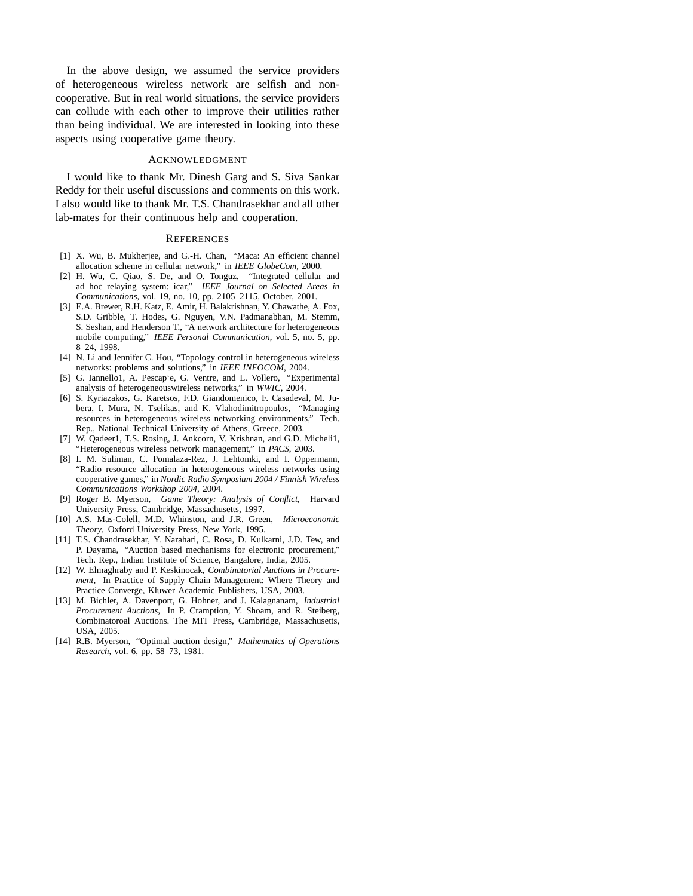In the above design, we assumed the service providers of heterogeneous wireless network are selfish and non-cooperative. But in real world situations, the service providers can collude with each other to improve their utilities rather than being individual. We are interested in looking into these aspects using cooperative game theory.

## ACKNOWLEDGMENT

I would like to thank Mr. Dinesh Garg and S. Siva Sankar Reddy for their useful discussions and comments on this work. I also would like to thank Mr. T.S. Chandrasekhar and all other lab-mates for their continuous help and cooperation.

## REFERENCES

[1] X. Wu, B. Mukherjee, and G.-H. Chan, "Maca: An efficient channel allocation scheme in cellular network," in *IEEE GlobeCom*, 2000.

[2] H. Wu, C. Qiao, S. De, and O. Tonguz, "Integrated cellular and ad hoc relaying system: icar," *IEEE Journal on Selected Areas in Communications*, vol. 19, no. 10, pp. 2105–2115, October, 2001.

[3] E.A. Brewer, R.H. Katz, E. Amir, H. Balakrishnan, Y. Chawathe, A. Fox, S.D. Gribble, T. Hodes, G. Nguyen, V.N. Padmanabhan, M. Stemm, S. Seshan, and Henderson T., "A network architecture for heterogeneous mobile computing," *IEEE Personal Communication*, vol. 5, no. 5, pp. 8–24, 1998.

[4] N. Li and Jennifer C. Hou, "Topology control in heterogeneous wireless networks: problems and solutions," in *IEEE INFOCOM*, 2004.

[5] G. Iannello1, A. Pescap'e, G. Ventre, and L. Vollero, "Experimental analysis of heterogeneouswireless networks," in *WWIC*, 2004.

[6] S. Kyriazakos, G. Karetsos, F.D. Giandomenico, F. Casadeval, M. Jubera, I. Mura, N. Tselikas, and K. Vlahodimitropoulos, "Managing resources in heterogeneous wireless networking environments," Tech. Rep., National Technical University of Athens, Greece, 2003.

[7] W. Qadeer1, T.S. Rosing, J. Ankcorn, V. Krishnan, and G.D. Micheli1, "Heterogeneous wireless network management," in *PACS*, 2003.

[8] I. M. Suliman, C. Pomalaza-Rez, J. Lehtomki, and I. Oppermann, "Radio resource allocation in heterogeneous wireless networks using cooperative games," in *Nordic Radio Symposium 2004 / Finnish Wireless Communications Workshop 2004*, 2004.

[9] Roger B. Myerson, *Game Theory: Analysis of Conflict*, Harvard University Press, Cambridge, Massachusetts, 1997.

[10] A.S. Mas-Colell, M.D. Whinston, and J.R. Green, *Microeconomic Theory*, Oxford University Press, New York, 1995.

[11] T.S. Chandrasekhar, Y. Narahari, C. Rosa, D. Kulkarni, J.D. Tew, and P. Dayama, "Auction based mechanisms for electronic procurement," Tech. Rep., Indian Institute of Science, Bangalore, India, 2005.

[12] W. Elmaghraby and P. Keskinocak, *Combinatorial Auctions in Procurement*, In Practice of Supply Chain Management: Where Theory and Practice Converge, Kluwer Academic Publishers, USA, 2003.

[13] M. Bichler, A. Davenport, G. Hohner, and J. Kalagnanam, *Industrial Procurement Auctions*, In P. Cramption, Y. Shoam, and R. Steiberg, Combinatoroal Auctions. The MIT Press, Cambridge, Massachusetts, USA, 2005.

[14] R.B. Myerson, "Optimal auction design," *Mathematics of Operations Research*, vol. 6, pp. 58–73, 1981.